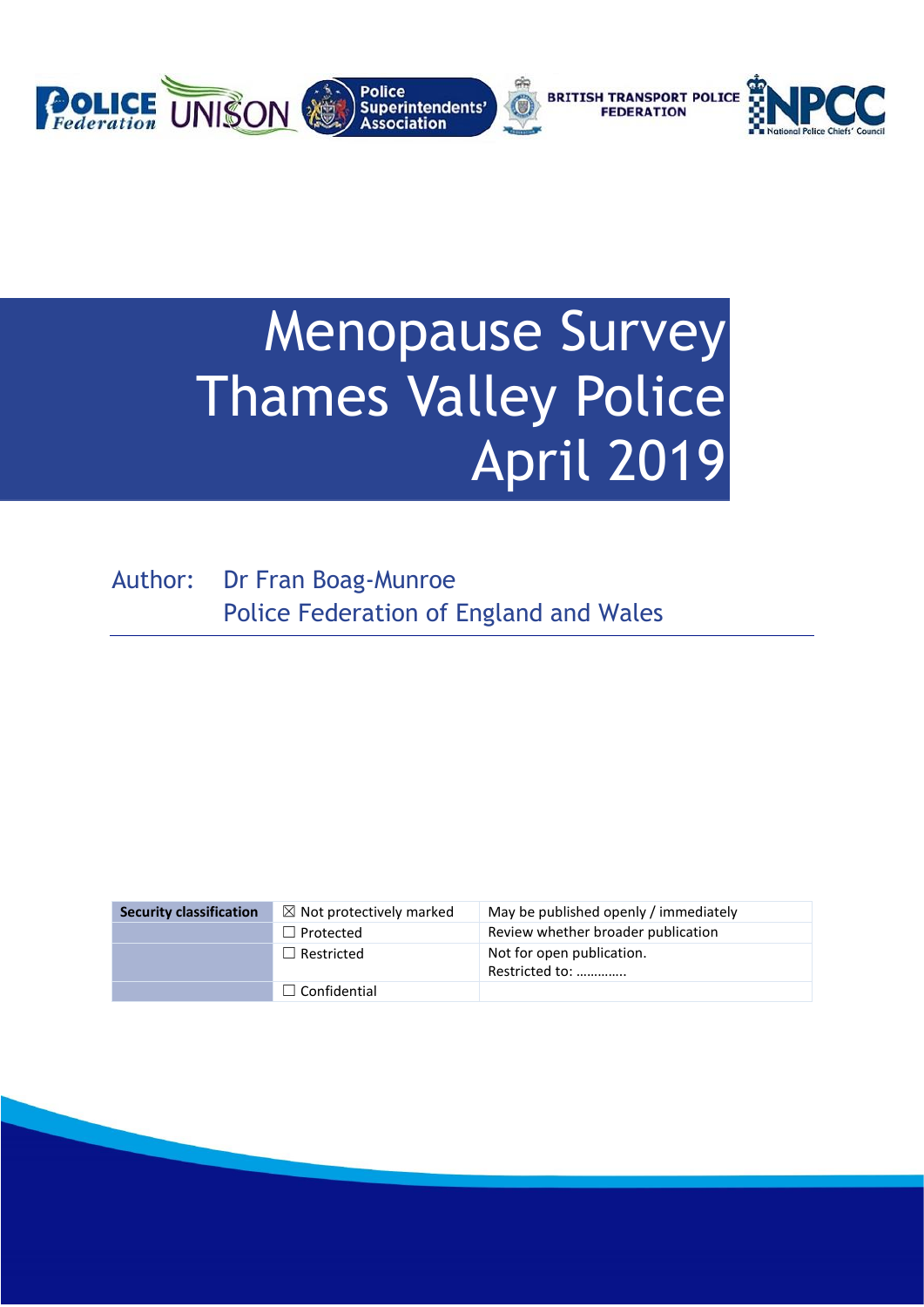# Menopause Survey Thames Valley Police April 2019

Author: Dr Fran Boag-Munroe
Police Federation of England and Wales

| Security classification | ☒ Not protectively marked | May be published openly / immediately |
|---|---|---|
| | ☐ Protected | Review whether broader publication |
| | ☐ Restricted | Not for open publication. Restricted to: ………….. |
| | ☐ Confidential | |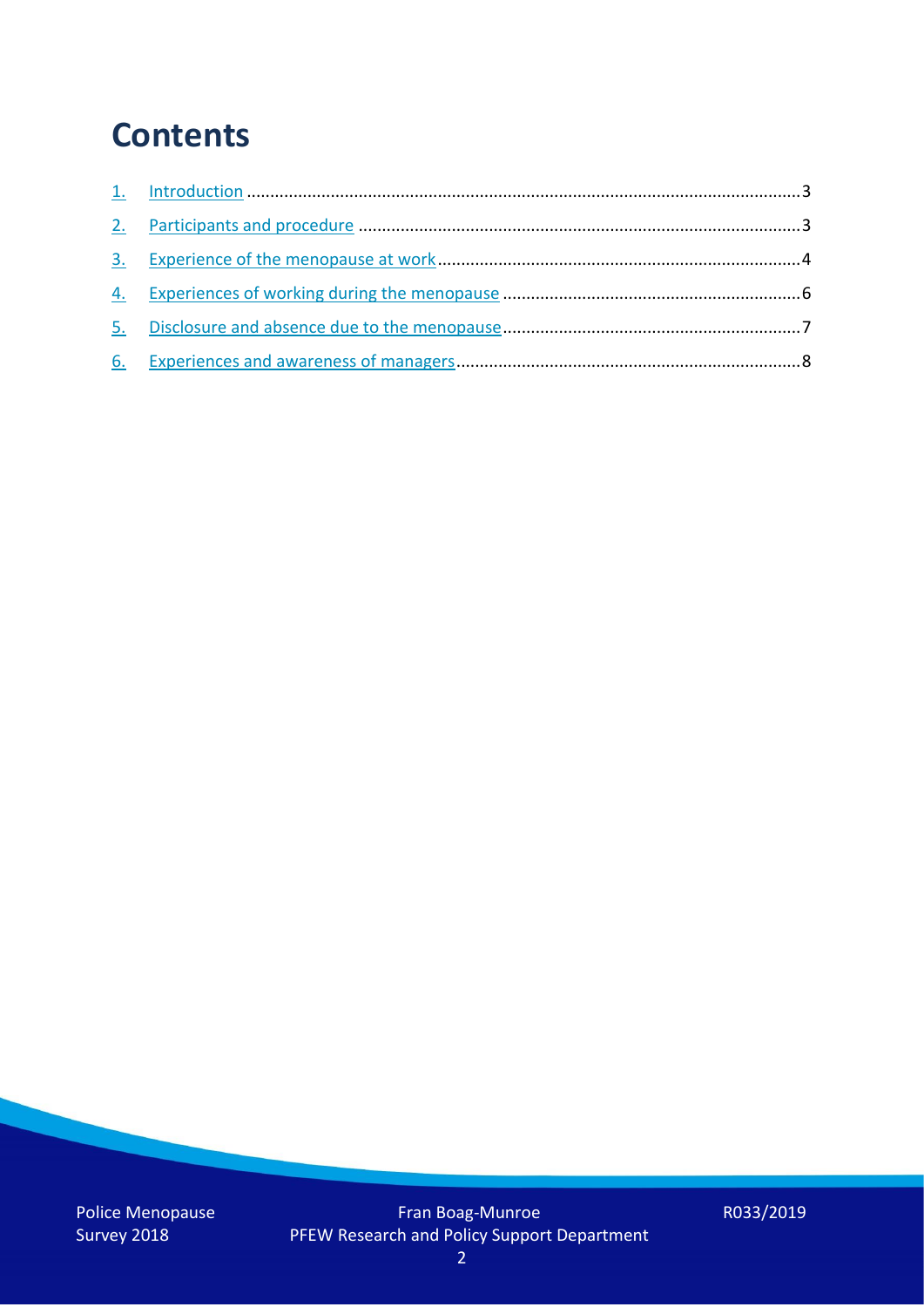# Contents

1. Introduction ......................................................................................................................3
2. Participants and procedure ..............................................................................................3
3. Experience of the menopause at work .............................................................................4
4. Experiences of working during the menopause ................................................................6
5. Disclosure and absence due to the menopause ................................................................7
6. Experiences and awareness of managers..........................................................................8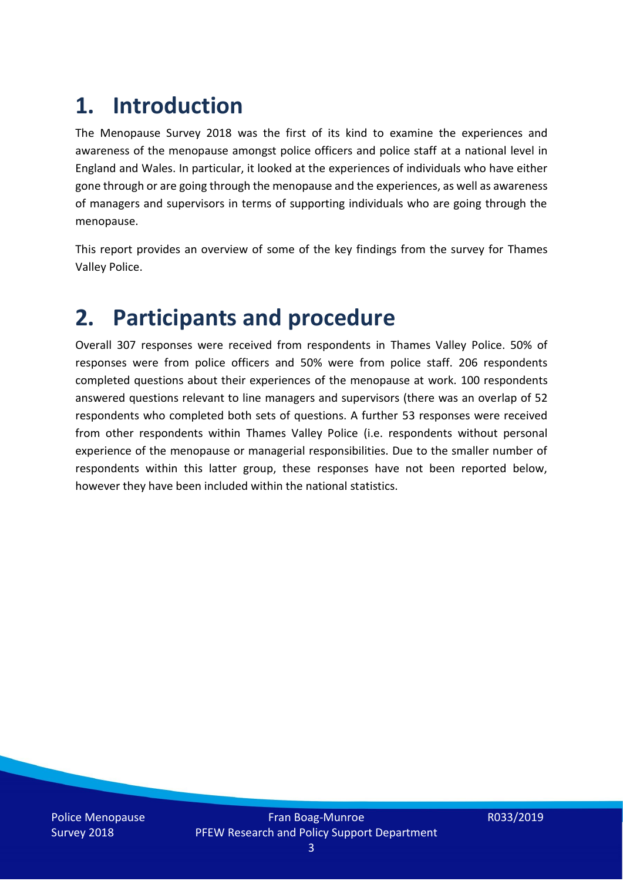# 1. Introduction

The Menopause Survey 2018 was the first of its kind to examine the experiences and awareness of the menopause amongst police officers and police staff at a national level in England and Wales. In particular, it looked at the experiences of individuals who have either gone through or are going through the menopause and the experiences, as well as awareness of managers and supervisors in terms of supporting individuals who are going through the menopause.

This report provides an overview of some of the key findings from the survey for Thames Valley Police.

# 2. Participants and procedure

Overall 307 responses were received from respondents in Thames Valley Police. 50% of responses were from police officers and 50% were from police staff. 206 respondents completed questions about their experiences of the menopause at work. 100 respondents answered questions relevant to line managers and supervisors (there was an overlap of 52 respondents who completed both sets of questions. A further 53 responses were received from other respondents within Thames Valley Police (i.e. respondents without personal experience of the menopause or managerial responsibilities. Due to the smaller number of respondents within this latter group, these responses have not been reported below, however they have been included within the national statistics.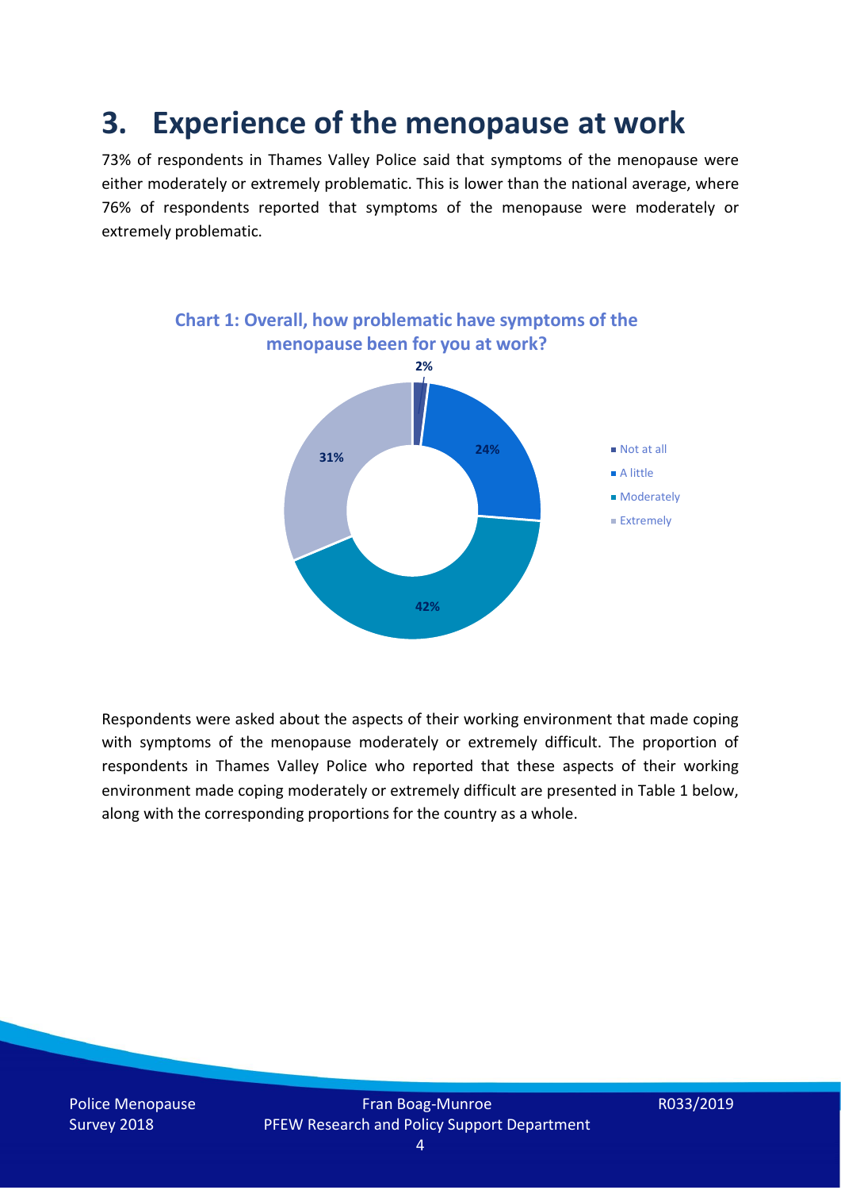# 3. Experience of the menopause at work

73% of respondents in Thames Valley Police said that symptoms of the menopause were either moderately or extremely problematic. This is lower than the national average, where 76% of respondents reported that symptoms of the menopause were moderately or extremely problematic.

**Chart 1: Overall, how problematic have symptoms of the menopause been for you at work?**

| Response | Percentage |
| --- | --- |
| Not at all | 2% |
| A little | 24% |
| Moderately | 42% |
| Extremely | 31% |

Respondents were asked about the aspects of their working environment that made coping with symptoms of the menopause moderately or extremely difficult. The proportion of respondents in Thames Valley Police who reported that these aspects of their working environment made coping moderately or extremely difficult are presented in Table 1 below, along with the corresponding proportions for the country as a whole.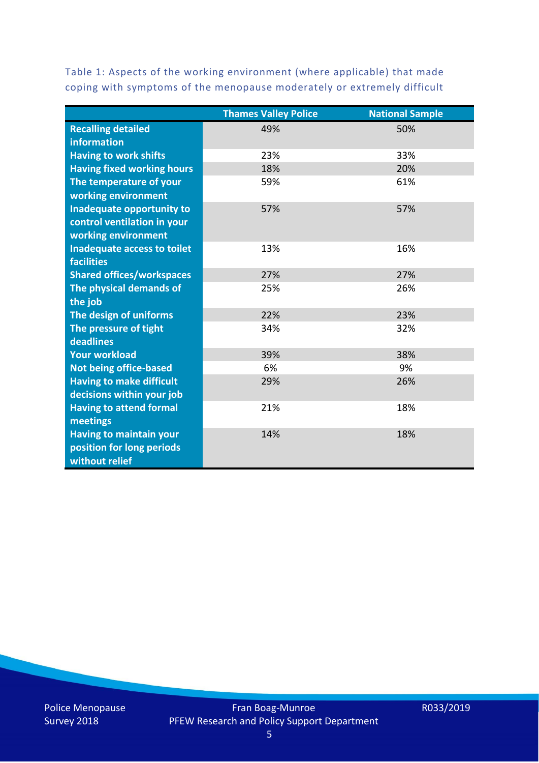Table 1: Aspects of the working environment (where applicable) that made coping with symptoms of the menopause moderately or extremely difficult

| | Thames Valley Police | National Sample |
|---|---|---|
| **Recalling detailed information** | 49% | 50% |
| **Having to work shifts** | 23% | 33% |
| **Having fixed working hours** | 18% | 20% |
| **The temperature of your working environment** | 59% | 61% |
| **Inadequate opportunity to control ventilation in your working environment** | 57% | 57% |
| **Inadequate access to toilet facilities** | 13% | 16% |
| **Shared offices/workspaces** | 27% | 27% |
| **The physical demands of the job** | 25% | 26% |
| **The design of uniforms** | 22% | 23% |
| **The pressure of tight deadlines** | 34% | 32% |
| **Your workload** | 39% | 38% |
| **Not being office-based** | 6% | 9% |
| **Having to make difficult decisions within your job** | 29% | 26% |
| **Having to attend formal meetings** | 21% | 18% |
| **Having to maintain your position for long periods without relief** | 14% | 18% |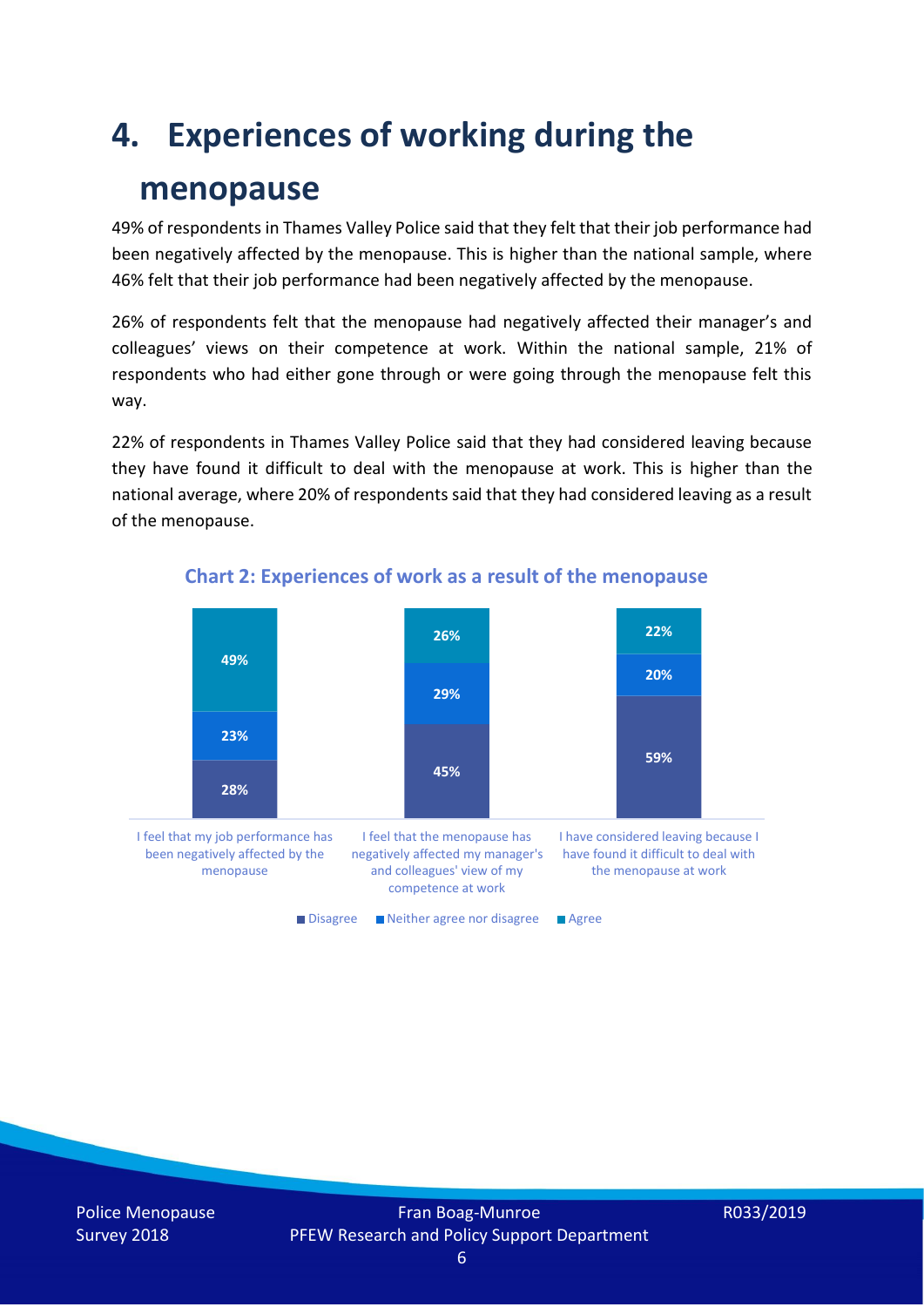# 4. Experiences of working during the menopause

49% of respondents in Thames Valley Police said that they felt that their job performance had been negatively affected by the menopause. This is higher than the national sample, where 46% felt that their job performance had been negatively affected by the menopause.

26% of respondents felt that the menopause had negatively affected their manager's and colleagues' views on their competence at work. Within the national sample, 21% of respondents who had either gone through or were going through the menopause felt this way.

22% of respondents in Thames Valley Police said that they had considered leaving because they have found it difficult to deal with the menopause at work. This is higher than the national average, where 20% of respondents said that they had considered leaving as a result of the menopause.

**Chart 2: Experiences of work as a result of the menopause**

| | Disagree | Neither agree nor disagree | Agree |
|---|---|---|---|
| I feel that my job performance has been negatively affected by the menopause | 28% | 23% | 49% |
| I feel that the menopause has negatively affected my manager's and colleagues' view of my competence at work | 45% | 29% | 26% |
| I have considered leaving because I have found it difficult to deal with the menopause at work | 59% | 20% | 22% |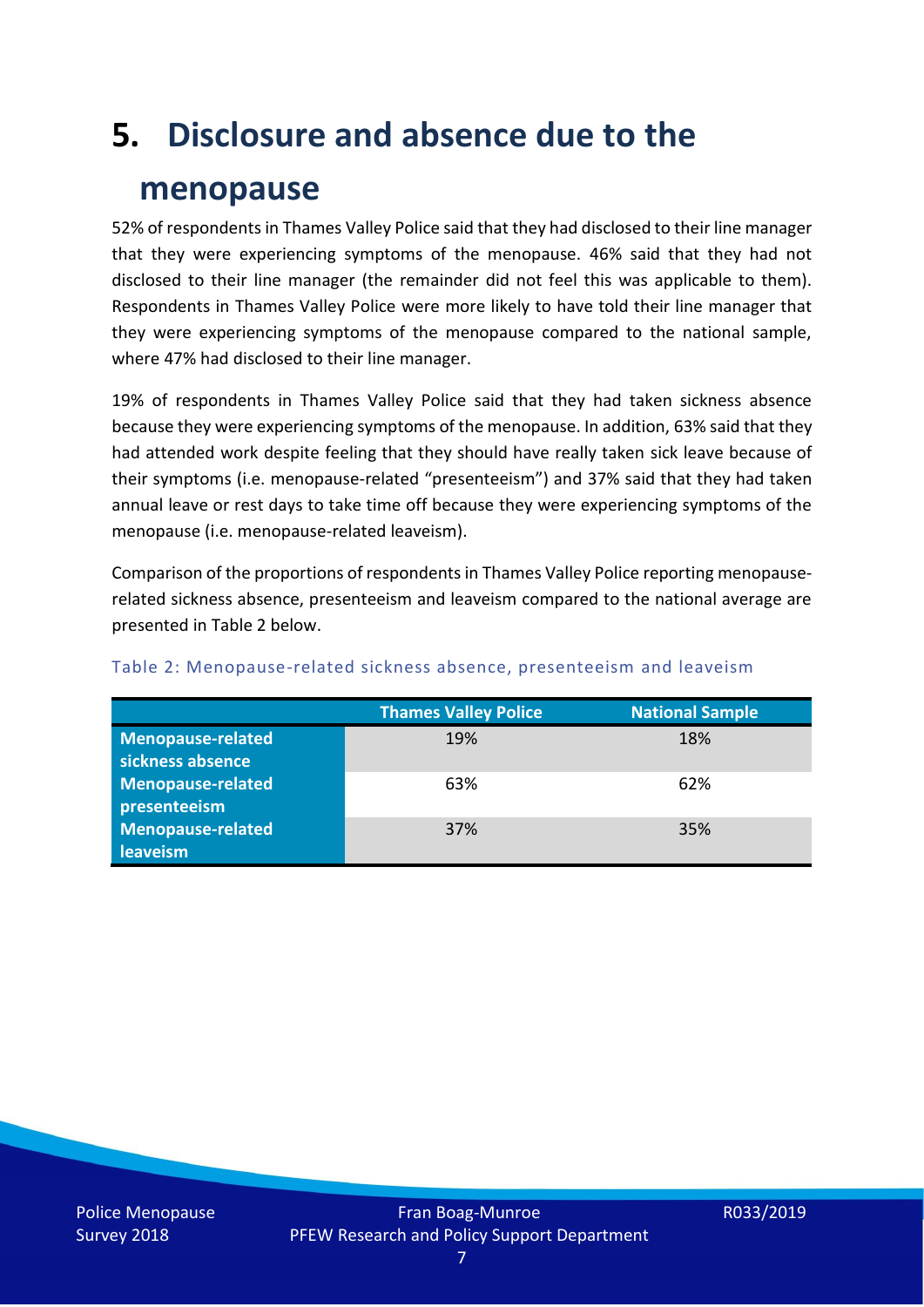# 5. Disclosure and absence due to the menopause

52% of respondents in Thames Valley Police said that they had disclosed to their line manager that they were experiencing symptoms of the menopause. 46% said that they had not disclosed to their line manager (the remainder did not feel this was applicable to them). Respondents in Thames Valley Police were more likely to have told their line manager that they were experiencing symptoms of the menopause compared to the national sample, where 47% had disclosed to their line manager.

19% of respondents in Thames Valley Police said that they had taken sickness absence because they were experiencing symptoms of the menopause. In addition, 63% said that they had attended work despite feeling that they should have really taken sick leave because of their symptoms (i.e. menopause-related "presenteeism") and 37% said that they had taken annual leave or rest days to take time off because they were experiencing symptoms of the menopause (i.e. menopause-related leaveism).

Comparison of the proportions of respondents in Thames Valley Police reporting menopause-related sickness absence, presenteeism and leaveism compared to the national average are presented in Table 2 below.

Table 2: Menopause-related sickness absence, presenteeism and leaveism

| | Thames Valley Police | National Sample |
|---|---|---|
| **Menopause-related sickness absence** | 19% | 18% |
| **Menopause-related presenteeism** | 63% | 62% |
| **Menopause-related leaveism** | 37% | 35% |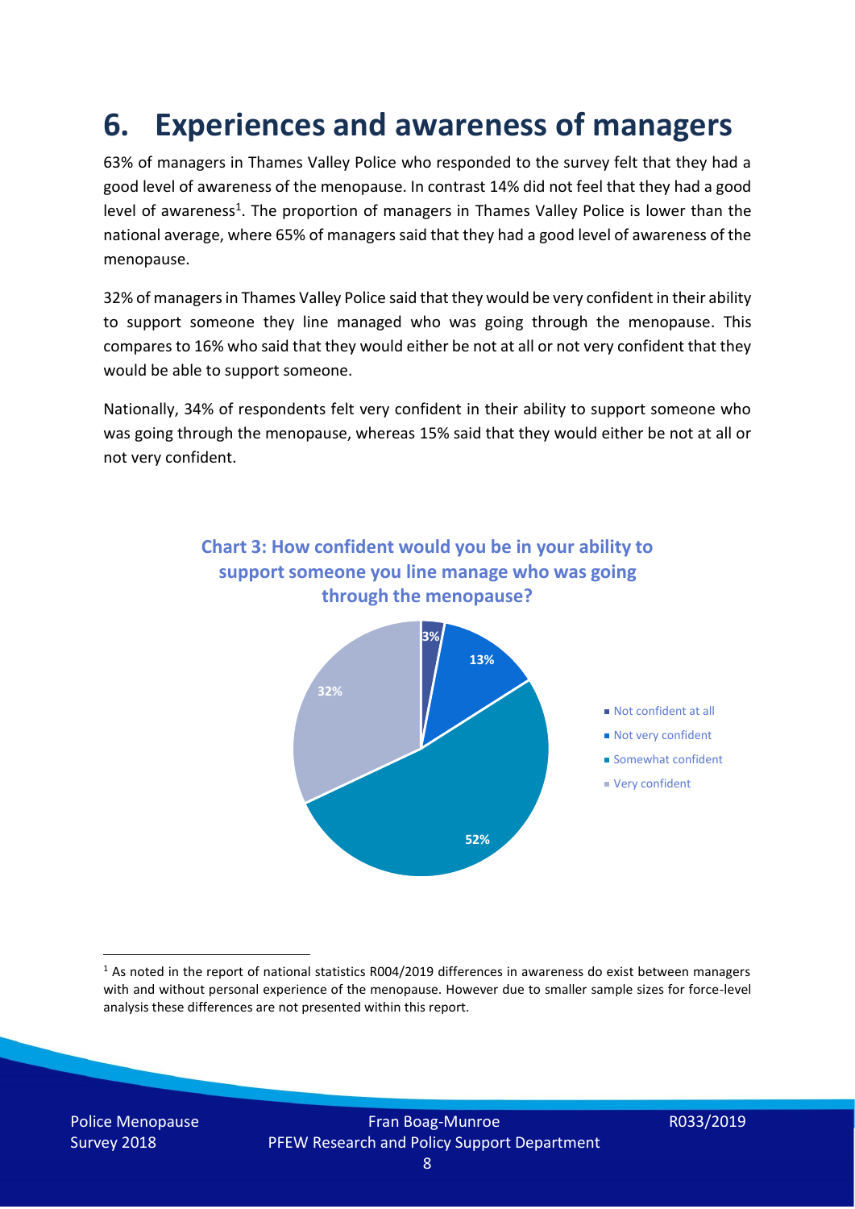# 6. Experiences and awareness of managers

63% of managers in Thames Valley Police who responded to the survey felt that they had a good level of awareness of the menopause. In contrast 14% did not feel that they had a good level of awareness[1]. The proportion of managers in Thames Valley Police is lower than the national average, where 65% of managers said that they had a good level of awareness of the menopause.

32% of managers in Thames Valley Police said that they would be very confident in their ability to support someone they line managed who was going through the menopause. This compares to 16% who said that they would either be not at all or not very confident that they would be able to support someone.

Nationally, 34% of respondents felt very confident in their ability to support someone who was going through the menopause, whereas 15% said that they would either be not at all or not very confident.

**Chart 3: How confident would you be in your ability to support someone you line manage who was going through the menopause?**

3%
13%
52%
32%

Not confident at all
Not very confident
Somewhat confident
Very confident

[1] As noted in the report of national statistics R004/2019 differences in awareness do exist between managers with and without personal experience of the menopause. However due to smaller sample sizes for force-level analysis these differences are not presented within this report.